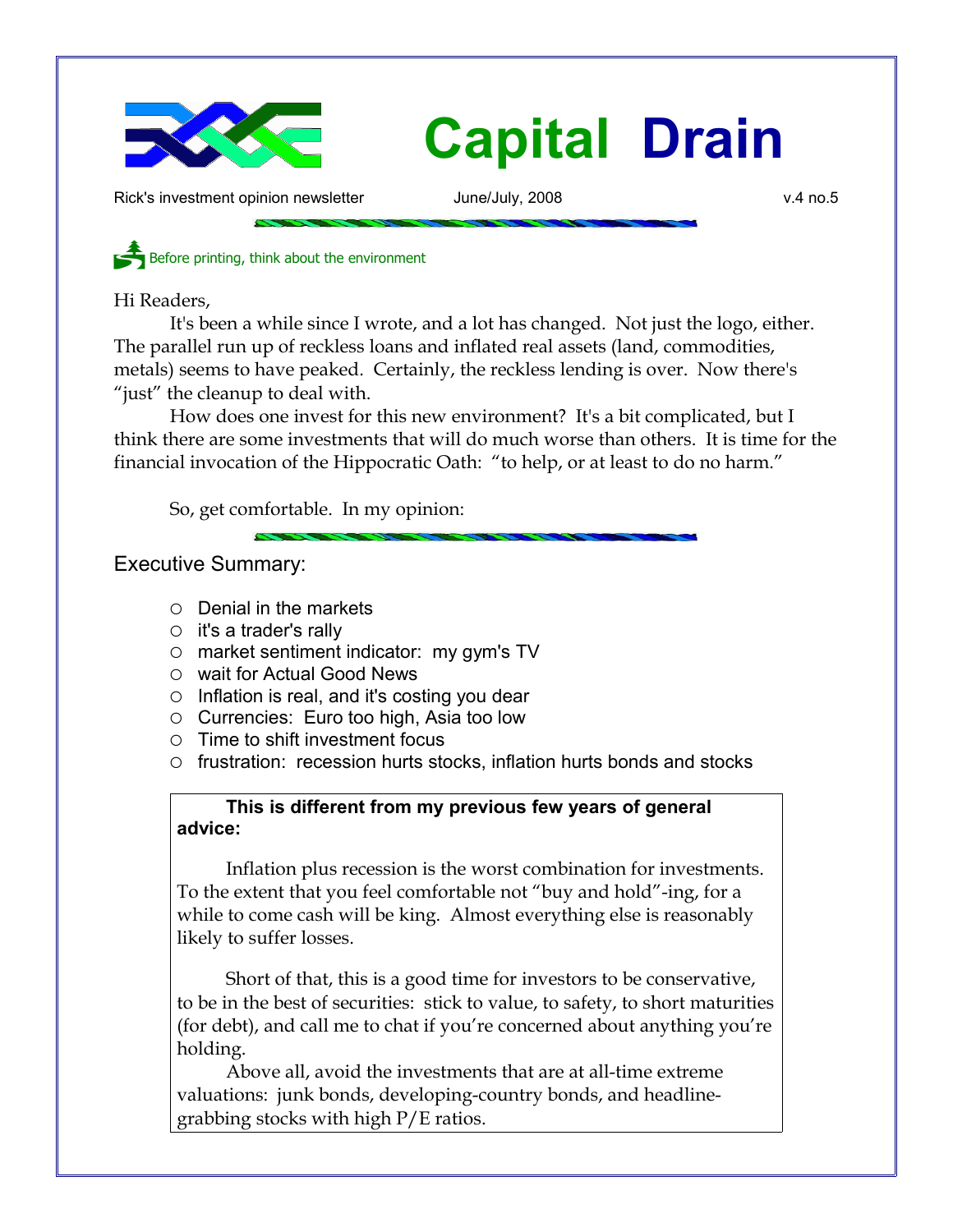# Capital Drain

Rick's investment opinion newsletter — June/July, 2008 — v.4 no.5

Before printing, think about the environment

Hi Readers,

It's been a while since I wrote, and a lot has changed. Not just the logo, either. The parallel run up of reckless loans and inflated real assets (land, commodities, metals) seems to have peaked. Certainly, the reckless lending is over. Now there's "just" the cleanup to deal with.

How does one invest for this new environment? It's a bit complicated, but I think there are some investments that will do much worse than others. It is time for the financial invocation of the Hippocratic Oath: "to help, or at least to do no harm."

So, get comfortable. In my opinion:

## Executive Summary:

- Denial in the markets
- it's a trader's rally
- market sentiment indicator: my gym's TV
- wait for Actual Good News
- Inflation is real, and it's costing you dear
- Currencies: Euro too high, Asia too low
- Time to shift investment focus
- frustration: recession hurts stocks, inflation hurts bonds and stocks

**This is different from my previous few years of general advice:**

Inflation plus recession is the worst combination for investments. To the extent that you feel comfortable not "buy and hold"-ing, for a while to come cash will be king. Almost everything else is reasonably likely to suffer losses.

Short of that, this is a good time for investors to be conservative, to be in the best of securities: stick to value, to safety, to short maturities (for debt), and call me to chat if you're concerned about anything you're holding.

Above all, avoid the investments that are at all-time extreme valuations: junk bonds, developing-country bonds, and headline-grabbing stocks with high P/E ratios.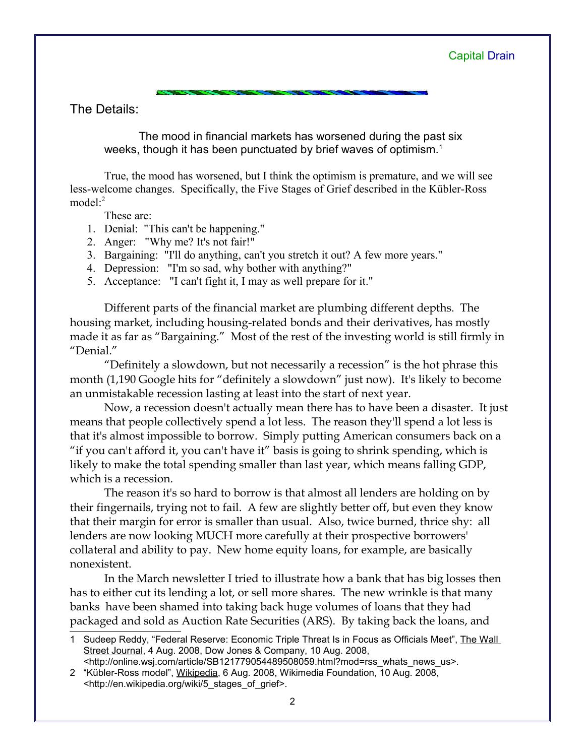## The Details:

> The mood in financial markets has worsened during the past six weeks, though it has been punctuated by brief waves of optimism.[1]

True, the mood has worsened, but I think the optimism is premature, and we will see less-welcome changes. Specifically, the Five Stages of Grief described in the Kübler-Ross model:[2]

These are:

1. Denial: "This can't be happening."
2. Anger: "Why me? It's not fair!"
3. Bargaining: "I'll do anything, can't you stretch it out? A few more years."
4. Depression: "I'm so sad, why bother with anything?"
5. Acceptance: "I can't fight it, I may as well prepare for it."

Different parts of the financial market are plumbing different depths. The housing market, including housing-related bonds and their derivatives, has mostly made it as far as "Bargaining." Most of the rest of the investing world is still firmly in "Denial."

"Definitely a slowdown, but not necessarily a recession" is the hot phrase this month (1,190 Google hits for "definitely a slowdown" just now). It's likely to become an unmistakable recession lasting at least into the start of next year.

Now, a recession doesn't actually mean there has to have been a disaster. It just means that people collectively spend a lot less. The reason they'll spend a lot less is that it's almost impossible to borrow. Simply putting American consumers back on a "if you can't afford it, you can't have it" basis is going to shrink spending, which is likely to make the total spending smaller than last year, which means falling GDP, which is a recession.

The reason it's so hard to borrow is that almost all lenders are holding on by their fingernails, trying not to fail. A few are slightly better off, but even they know that their margin for error is smaller than usual. Also, twice burned, thrice shy: all lenders are now looking MUCH more carefully at their prospective borrowers' collateral and ability to pay. New home equity loans, for example, are basically nonexistent.

In the March newsletter I tried to illustrate how a bank that has big losses then has to either cut its lending a lot, or sell more shares. The new wrinkle is that many banks have been shamed into taking back huge volumes of loans that they had packaged and sold as Auction Rate Securities (ARS). By taking back the loans, and

---

1 Sudeep Reddy, "Federal Reserve: Economic Triple Threat Is in Focus as Officials Meet", The Wall Street Journal, 4 Aug. 2008, Dow Jones & Company, 10 Aug. 2008, <http://online.wsj.com/article/SB121779054489508059.html?mod=rss_whats_news_us>.

2 "Kübler-Ross model", Wikipedia, 6 Aug. 2008, Wikimedia Foundation, 10 Aug. 2008, <http://en.wikipedia.org/wiki/5_stages_of_grief>.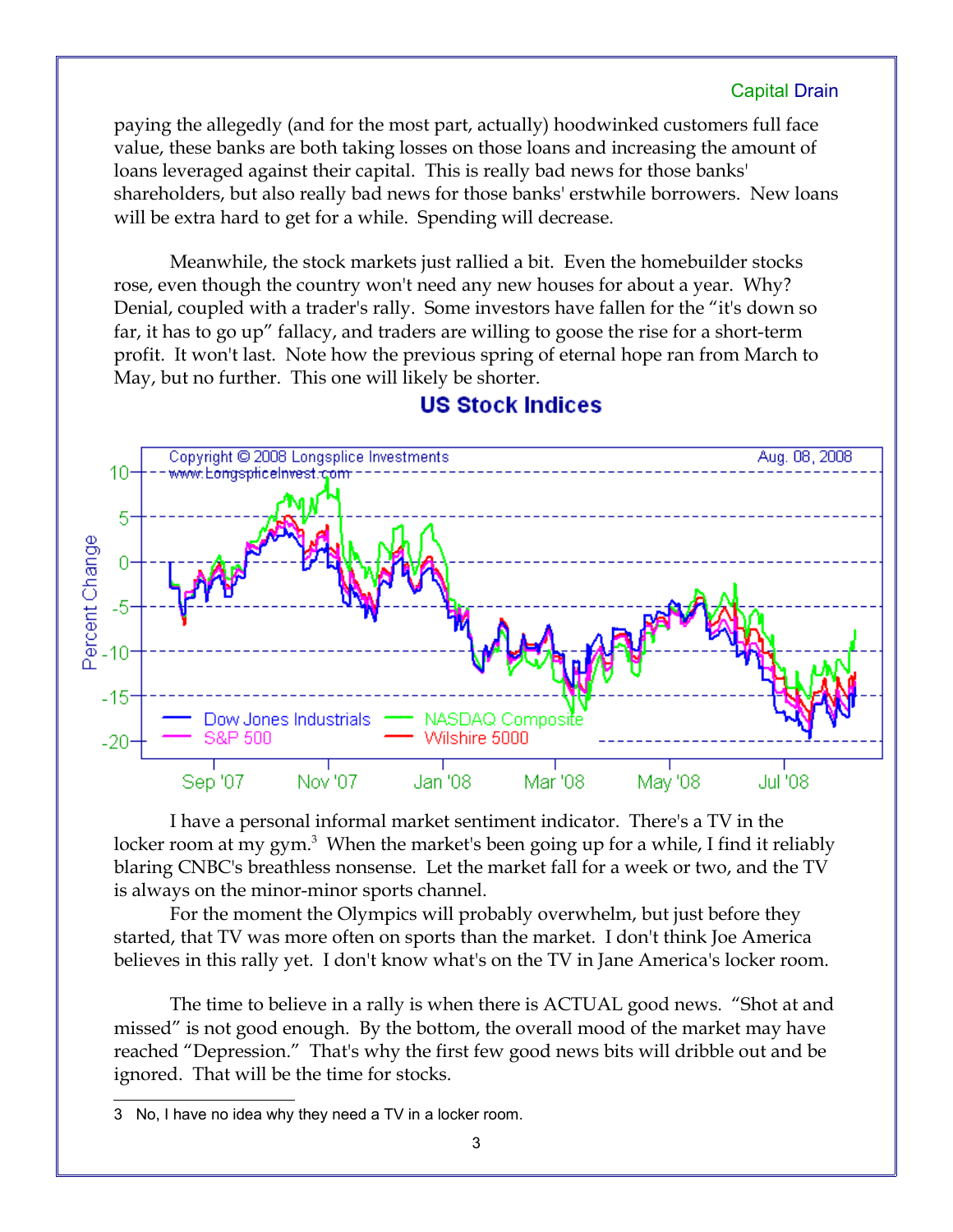paying the allegedly (and for the most part, actually) hoodwinked customers full face value, these banks are both taking losses on those loans and increasing the amount of loans leveraged against their capital. This is really bad news for those banks' shareholders, but also really bad news for those banks' erstwhile borrowers. New loans will be extra hard to get for a while. Spending will decrease.

Meanwhile, the stock markets just rallied a bit. Even the homebuilder stocks rose, even though the country won't need any new houses for about a year. Why? Denial, coupled with a trader's rally. Some investors have fallen for the "it's down so far, it has to go up" fallacy, and traders are willing to goose the rise for a short-term profit. It won't last. Note how the previous spring of eternal hope ran from March to May, but no further. This one will likely be shorter.

**US Stock Indices**

I have a personal informal market sentiment indicator. There's a TV in the locker room at my gym.[3] When the market's been going up for a while, I find it reliably blaring CNBC's breathless nonsense. Let the market fall for a week or two, and the TV is always on the minor-minor sports channel.

For the moment the Olympics will probably overwhelm, but just before they started, that TV was more often on sports than the market. I don't think Joe America believes in this rally yet. I don't know what's on the TV in Jane America's locker room.

The time to believe in a rally is when there is ACTUAL good news. "Shot at and missed" is not good enough. By the bottom, the overall mood of the market may have reached "Depression." That's why the first few good news bits will dribble out and be ignored. That will be the time for stocks.

---

3 No, I have no idea why they need a TV in a locker room.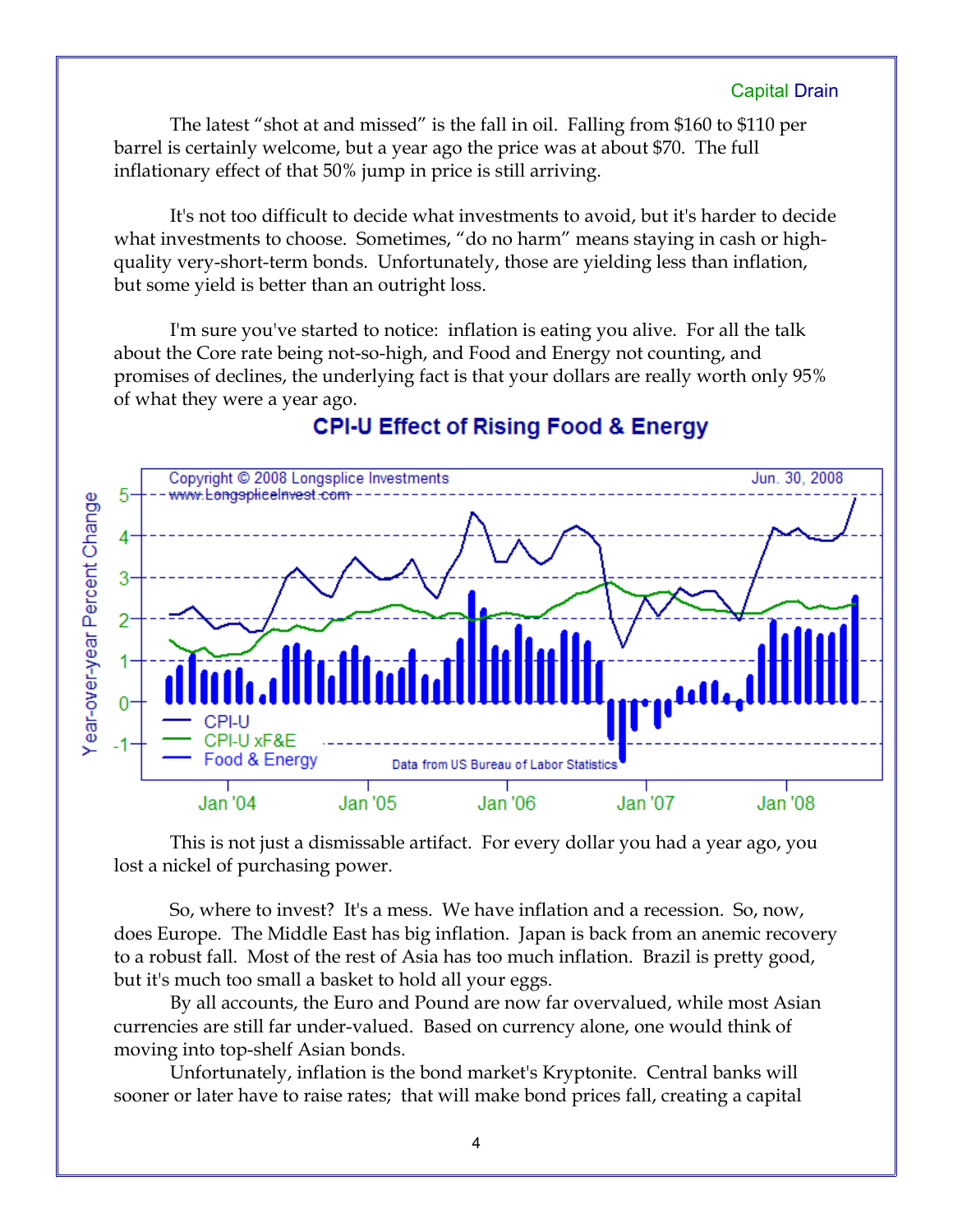The latest "shot at and missed" is the fall in oil. Falling from \$160 to \$110 per barrel is certainly welcome, but a year ago the price was at about \$70. The full inflationary effect of that 50% jump in price is still arriving.

It's not too difficult to decide what investments to avoid, but it's harder to decide what investments to choose. Sometimes, "do no harm" means staying in cash or high-quality very-short-term bonds. Unfortunately, those are yielding less than inflation, but some yield is better than an outright loss.

I'm sure you've started to notice: inflation is eating you alive. For all the talk about the Core rate being not-so-high, and Food and Energy not counting, and promises of declines, the underlying fact is that your dollars are really worth only 95% of what they were a year ago.

**CPI-U Effect of Rising Food & Energy**

This is not just a dismissable artifact. For every dollar you had a year ago, you lost a nickel of purchasing power.

So, where to invest? It's a mess. We have inflation and a recession. So, now, does Europe. The Middle East has big inflation. Japan is back from an anemic recovery to a robust fall. Most of the rest of Asia has too much inflation. Brazil is pretty good, but it's much too small a basket to hold all your eggs.

By all accounts, the Euro and Pound are now far overvalued, while most Asian currencies are still far under-valued. Based on currency alone, one would think of moving into top-shelf Asian bonds.

Unfortunately, inflation is the bond market's Kryptonite. Central banks will sooner or later have to raise rates; that will make bond prices fall, creating a capital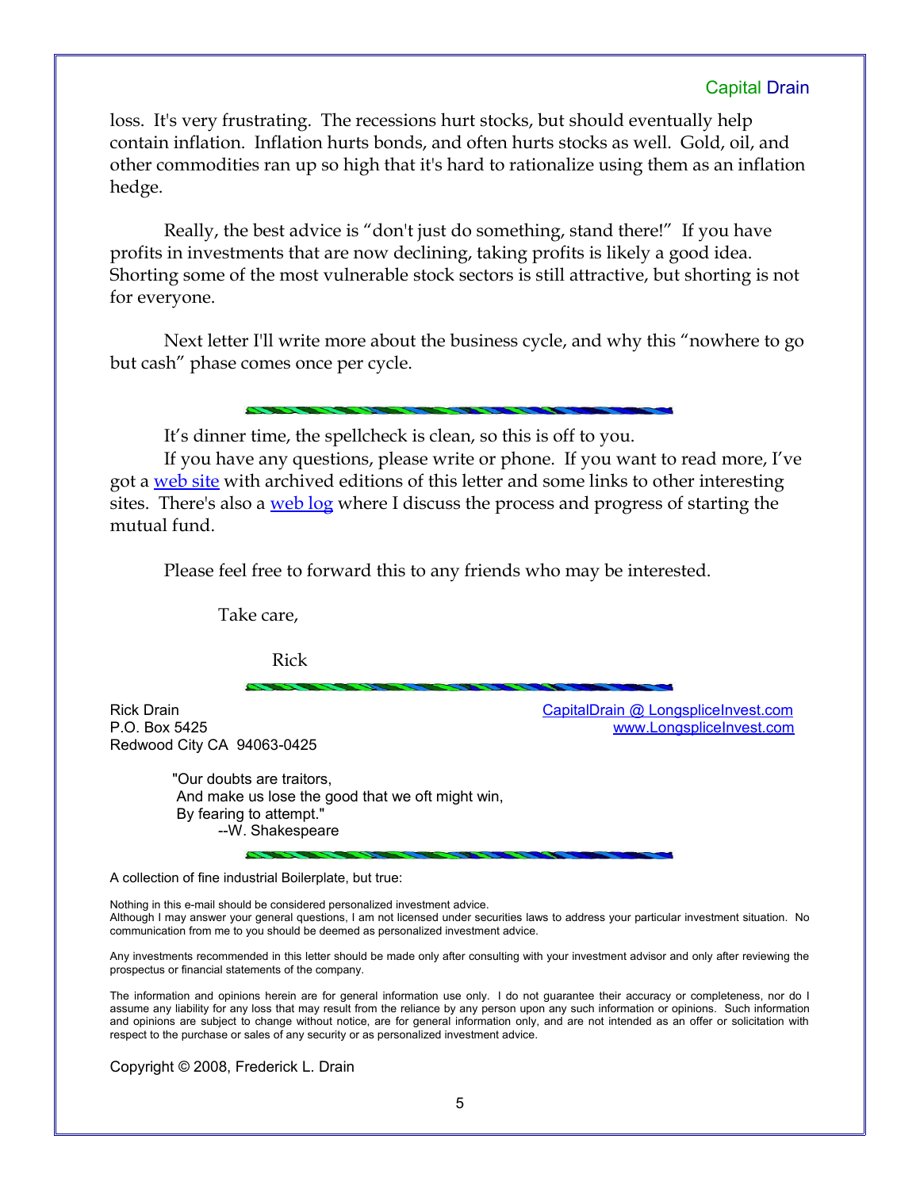loss. It's very frustrating. The recessions hurt stocks, but should eventually help contain inflation. Inflation hurts bonds, and often hurts stocks as well. Gold, oil, and other commodities ran up so high that it's hard to rationalize using them as an inflation hedge.

Really, the best advice is "don't just do something, stand there!" If you have profits in investments that are now declining, taking profits is likely a good idea. Shorting some of the most vulnerable stock sectors is still attractive, but shorting is not for everyone.

Next letter I'll write more about the business cycle, and why this "nowhere to go but cash" phase comes once per cycle.

---

It's dinner time, the spellcheck is clean, so this is off to you.

If you have any questions, please write or phone. If you want to read more, I've got a web site with archived editions of this letter and some links to other interesting sites. There's also a web log where I discuss the process and progress of starting the mutual fund.

Please feel free to forward this to any friends who may be interested.

Take care,

Rick

---

Rick Drain
P.O. Box 5425
Redwood City CA 94063-0425

CapitalDrain @ LongspliceInvest.com
www.LongspliceInvest.com

"Our doubts are traitors,
And make us lose the good that we oft might win,
By fearing to attempt."
--W. Shakespeare

---

A collection of fine industrial Boilerplate, but true:

Nothing in this e-mail should be considered personalized investment advice.
Although I may answer your general questions, I am not licensed under securities laws to address your particular investment situation. No communication from me to you should be deemed as personalized investment advice.

Any investments recommended in this letter should be made only after consulting with your investment advisor and only after reviewing the prospectus or financial statements of the company.

The information and opinions herein are for general information use only. I do not guarantee their accuracy or completeness, nor do I assume any liability for any loss that may result from the reliance by any person upon any such information or opinions. Such information and opinions are subject to change without notice, are for general information only, and are not intended as an offer or solicitation with respect to the purchase or sales of any security or as personalized investment advice.

Copyright © 2008, Frederick L. Drain